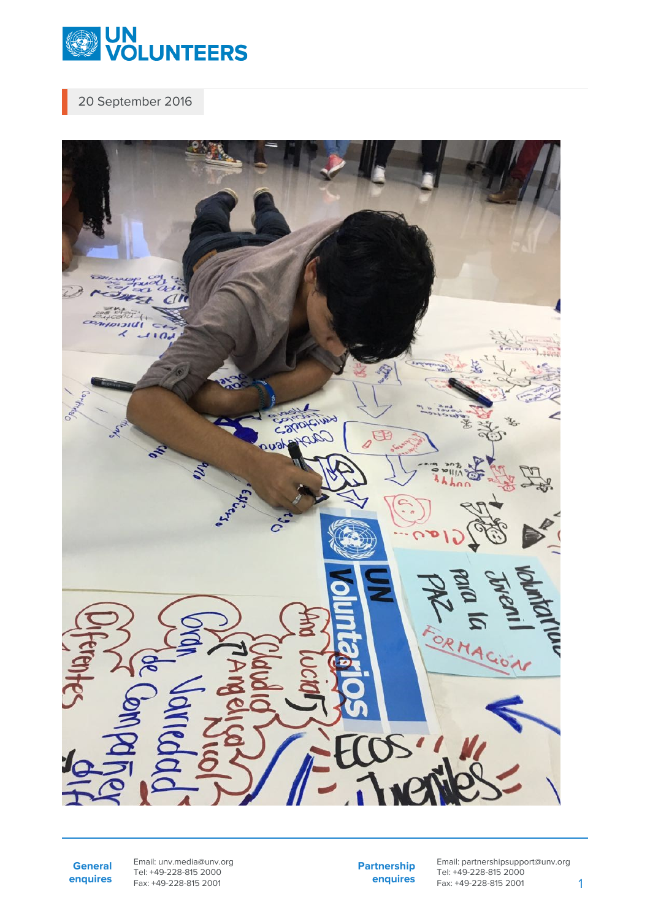20 September 2016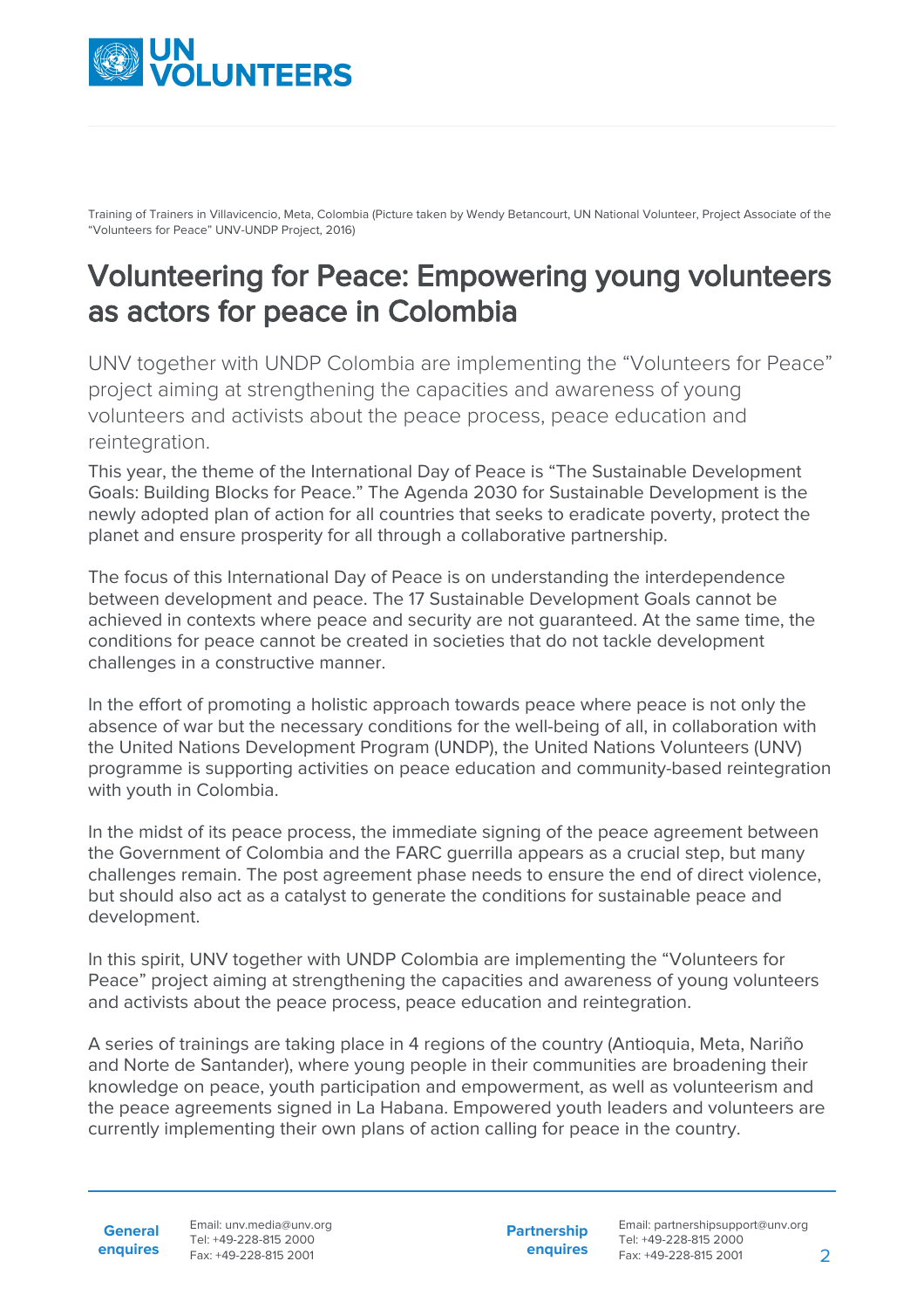Training of Trainers in Villavicencio, Meta, Colombia (Picture taken by Wendy Betancourt, UN National Volunteer, Project Associate of the "Volunteers for Peace" UNV-UNDP Project, 2016)

# Volunteering for Peace: Empowering young volunteers as actors for peace in Colombia

UNV together with UNDP Colombia are implementing the "Volunteers for Peace" project aiming at strengthening the capacities and awareness of young volunteers and activists about the peace process, peace education and reintegration.

This year, the theme of the International Day of Peace is "The Sustainable Development Goals: Building Blocks for Peace." The Agenda 2030 for Sustainable Development is the newly adopted plan of action for all countries that seeks to eradicate poverty, protect the planet and ensure prosperity for all through a collaborative partnership.

The focus of this International Day of Peace is on understanding the interdependence between development and peace. The 17 Sustainable Development Goals cannot be achieved in contexts where peace and security are not guaranteed. At the same time, the conditions for peace cannot be created in societies that do not tackle development challenges in a constructive manner.

In the effort of promoting a holistic approach towards peace where peace is not only the absence of war but the necessary conditions for the well-being of all, in collaboration with the United Nations Development Program (UNDP), the United Nations Volunteers (UNV) programme is supporting activities on peace education and community-based reintegration with youth in Colombia.

In the midst of its peace process, the immediate signing of the peace agreement between the Government of Colombia and the FARC guerrilla appears as a crucial step, but many challenges remain. The post agreement phase needs to ensure the end of direct violence, but should also act as a catalyst to generate the conditions for sustainable peace and development.

In this spirit, UNV together with UNDP Colombia are implementing the "Volunteers for Peace" project aiming at strengthening the capacities and awareness of young volunteers and activists about the peace process, peace education and reintegration.

A series of trainings are taking place in 4 regions of the country (Antioquia, Meta, Nariño and Norte de Santander), where young people in their communities are broadening their knowledge on peace, youth participation and empowerment, as well as volunteerism and the peace agreements signed in La Habana. Empowered youth leaders and volunteers are currently implementing their own plans of action calling for peace in the country.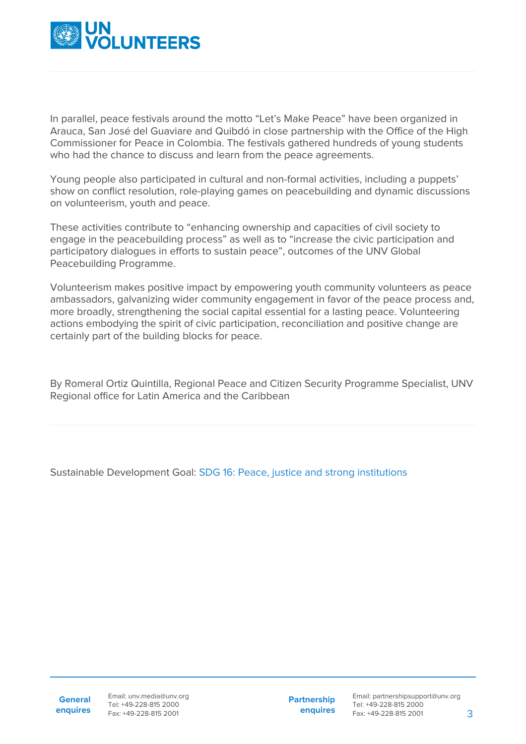In parallel, peace festivals around the motto "Let's Make Peace" have been organized in Arauca, San José del Guaviare and Quibdó in close partnership with the Office of the High Commissioner for Peace in Colombia. The festivals gathered hundreds of young students who had the chance to discuss and learn from the peace agreements.

Young people also participated in cultural and non-formal activities, including a puppets' show on conflict resolution, role-playing games on peacebuilding and dynamic discussions on volunteerism, youth and peace.

These activities contribute to "enhancing ownership and capacities of civil society to engage in the peacebuilding process" as well as to "increase the civic participation and participatory dialogues in efforts to sustain peace", outcomes of the UNV Global Peacebuilding Programme.

Volunteerism makes positive impact by empowering youth community volunteers as peace ambassadors, galvanizing wider community engagement in favor of the peace process and, more broadly, strengthening the social capital essential for a lasting peace. Volunteering actions embodying the spirit of civic participation, reconciliation and positive change are certainly part of the building blocks for peace.

By Romeral Ortiz Quintilla, Regional Peace and Citizen Security Programme Specialist, UNV Regional office for Latin America and the Caribbean

Sustainable Development Goal: SDG 16: Peace, justice and strong institutions

**General enquires** Email: unv.media@unv.org Tel: +49-228-815 2000 Fax: +49-228-815 2001

**Partnership enquires** Email: partnershipsupport@unv.org Tel: +49-228-815 2000 Fax: +49-228-815 2001